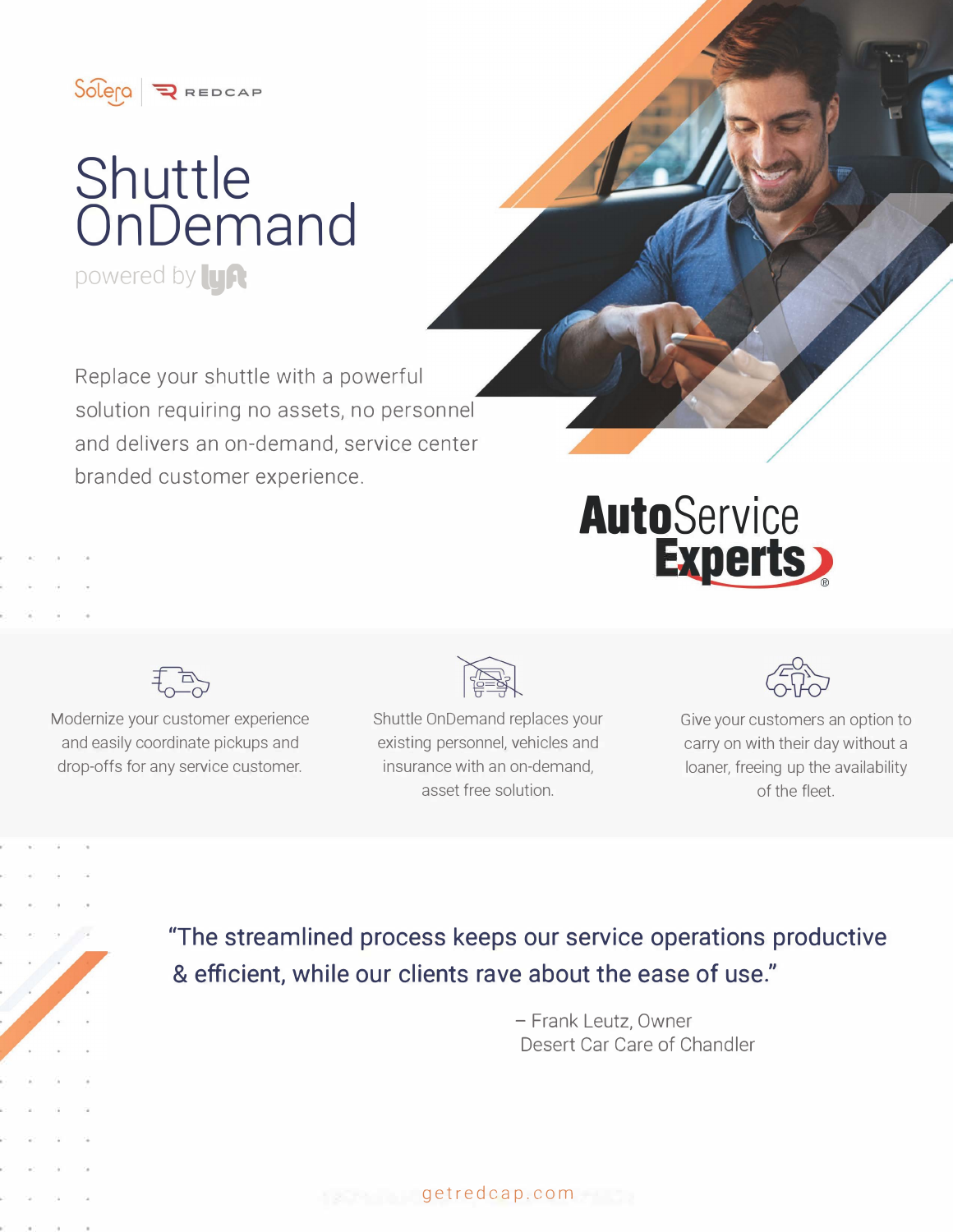Solera | REDCAP

# Shuttle OnDemand

powered by Lyft

Replace your shuttle with a powerful solution requiring no assets, no personnel and delivers an on-demand, service center branded customer experience.

**Auto**Service **Experts**®

Modernize your customer experience and easily coordinate pickups and drop-offs for any service customer.

Shuttle OnDemand replaces your existing personnel, vehicles and insurance with an on-demand, asset free solution.

Give your customers an option to carry on with their day without a loaner, freeing up the availability of the fleet.

> "The streamlined process keeps our service operations productive & efficient, while our clients rave about the ease of use."
>
> – Frank Leutz, Owner
> Desert Car Care of Chandler

getredcap.com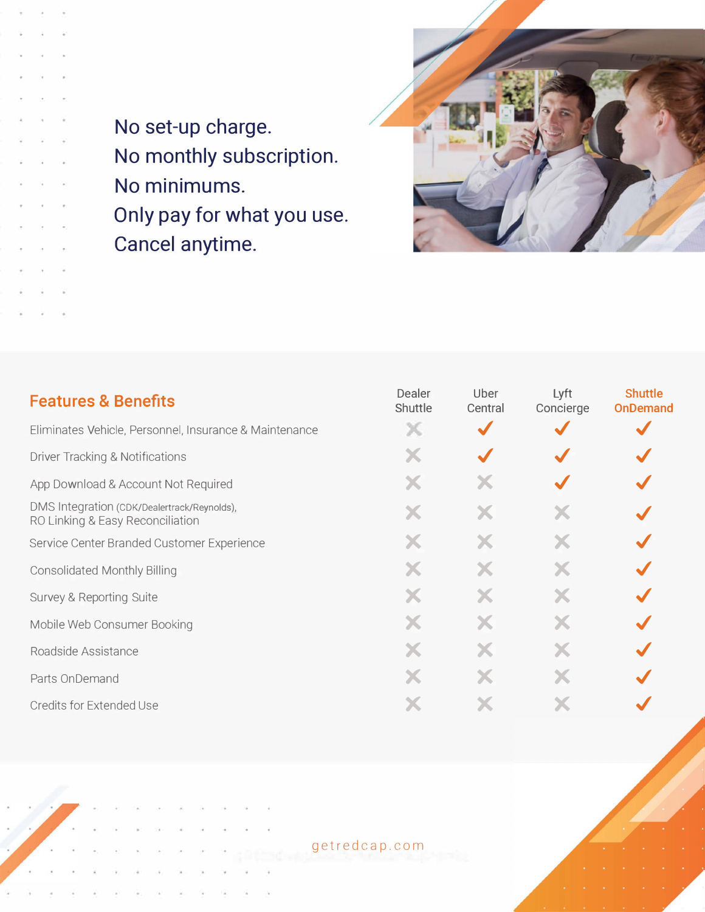No set-up charge.
No monthly subscription.
No minimums.
Only pay for what you use.
Cancel anytime.

| Features & Benefits | Dealer Shuttle | Uber Central | Lyft Concierge | Shuttle OnDemand |
|---|---|---|---|---|
| Eliminates Vehicle, Personnel, Insurance & Maintenance | ✗ | ✓ | ✓ | ✓ |
| Driver Tracking & Notifications | ✗ | ✓ | ✓ | ✓ |
| App Download & Account Not Required | ✗ | ✗ | ✓ | ✓ |
| DMS Integration (CDK/Dealertrack/Reynolds), RO Linking & Easy Reconciliation | ✗ | ✗ | ✗ | ✓ |
| Service Center Branded Customer Experience | ✗ | ✗ | ✗ | ✓ |
| Consolidated Monthly Billing | ✗ | ✗ | ✗ | ✓ |
| Survey & Reporting Suite | ✗ | ✗ | ✗ | ✓ |
| Mobile Web Consumer Booking | ✗ | ✗ | ✗ | ✓ |
| Roadside Assistance | ✗ | ✗ | ✗ | ✓ |
| Parts OnDemand | ✗ | ✗ | ✗ | ✓ |
| Credits for Extended Use | ✗ | ✗ | ✗ | ✓ |

getredcap.com